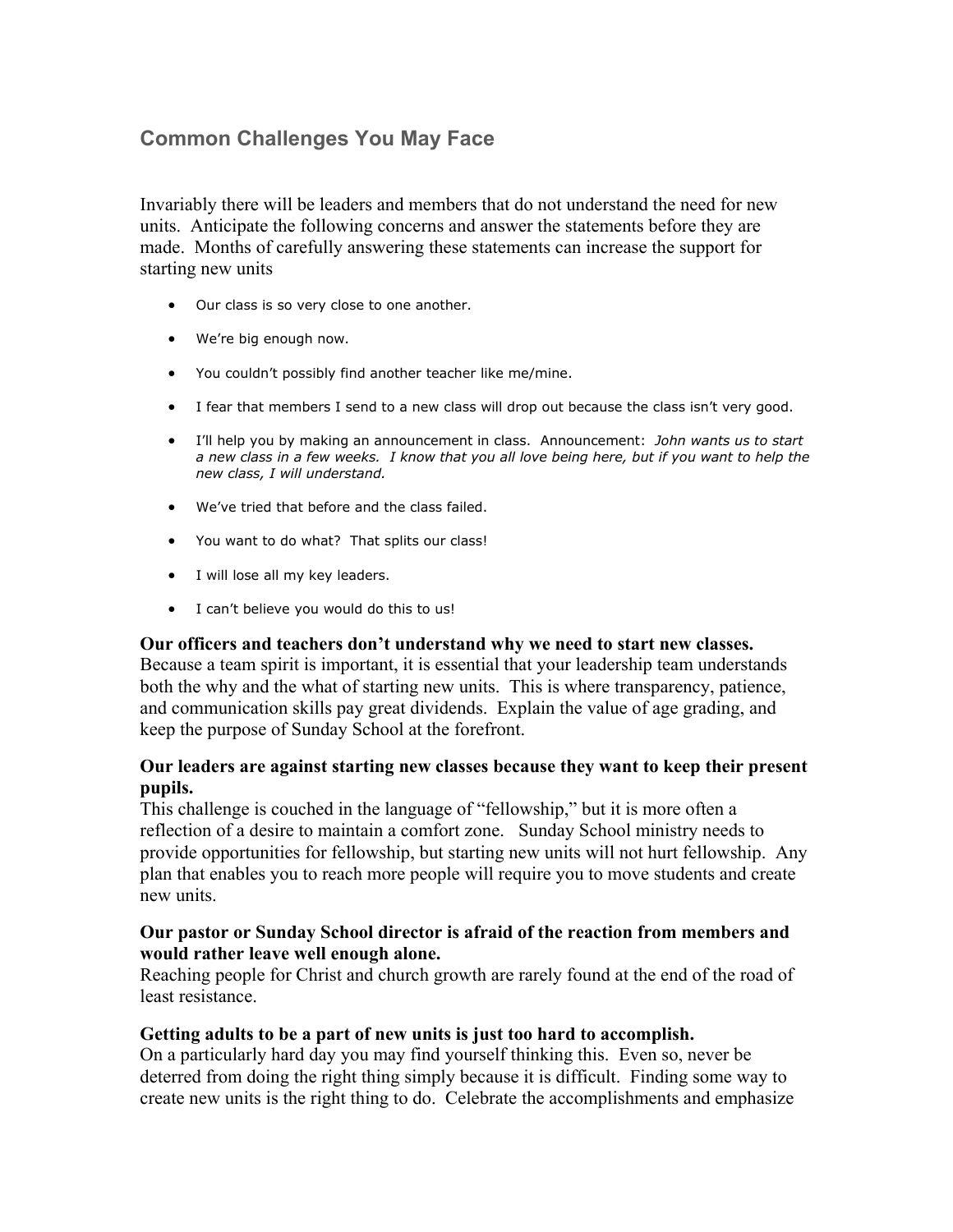## Common Challenges You May Face

Invariably there will be leaders and members that do not understand the need for new units. Anticipate the following concerns and answer the statements before they are made. Months of carefully answering these statements can increase the support for starting new units

- Our class is so very close to one another.
- We're big enough now.
- You couldn't possibly find another teacher like me/mine.
- I fear that members I send to a new class will drop out because the class isn't very good.
- I'll help you by making an announcement in class. Announcement: *John wants us to start a new class in a few weeks. I know that you all love being here, but if you want to help the new class, I will understand.*
- We've tried that before and the class failed.
- You want to do what? That splits our class!
- I will lose all my key leaders.
- I can't believe you would do this to us!

**Our officers and teachers don't understand why we need to start new classes.**
Because a team spirit is important, it is essential that your leadership team understands both the why and the what of starting new units. This is where transparency, patience, and communication skills pay great dividends. Explain the value of age grading, and keep the purpose of Sunday School at the forefront.

**Our leaders are against starting new classes because they want to keep their present pupils.**
This challenge is couched in the language of "fellowship," but it is more often a reflection of a desire to maintain a comfort zone. Sunday School ministry needs to provide opportunities for fellowship, but starting new units will not hurt fellowship. Any plan that enables you to reach more people will require you to move students and create new units.

**Our pastor or Sunday School director is afraid of the reaction from members and would rather leave well enough alone.**
Reaching people for Christ and church growth are rarely found at the end of the road of least resistance.

**Getting adults to be a part of new units is just too hard to accomplish.**
On a particularly hard day you may find yourself thinking this. Even so, never be deterred from doing the right thing simply because it is difficult. Finding some way to create new units is the right thing to do. Celebrate the accomplishments and emphasize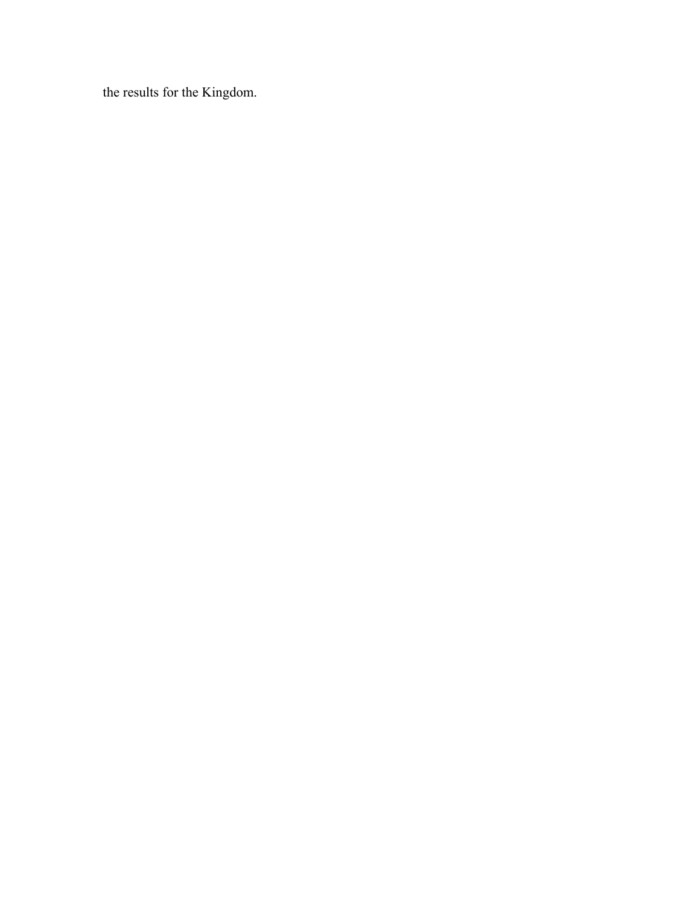the results for the Kingdom.